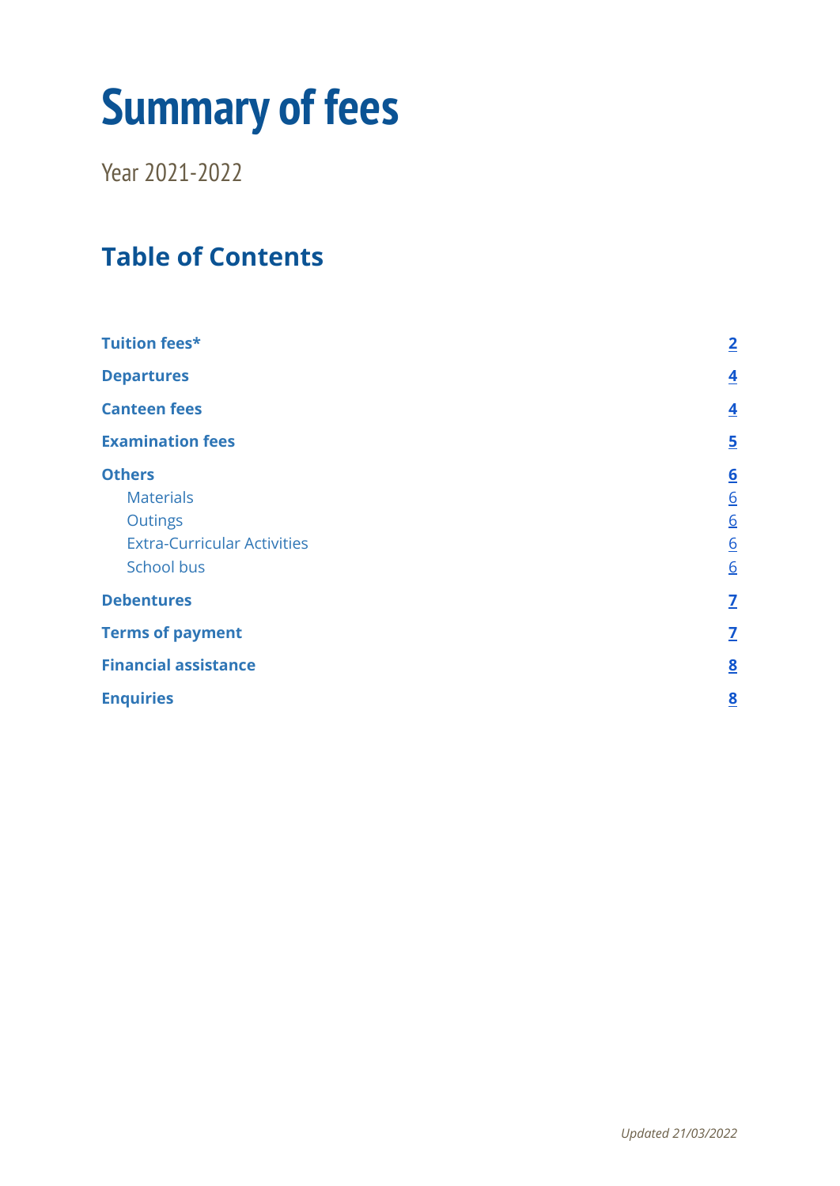# Summary of fees

Year 2021-2022

## Table of Contents

| | |
|---|---|
| **Tuition fees*** | **2** |
| **Departures** | **4** |
| **Canteen fees** | **4** |
| **Examination fees** | **5** |
| **Others** | **6** |
| Materials | 6 |
| Outings | 6 |
| Extra-Curricular Activities | 6 |
| School bus | 6 |
| **Debentures** | **7** |
| **Terms of payment** | **7** |
| **Financial assistance** | **8** |
| **Enquiries** | **8** |

*Updated 21/03/2022*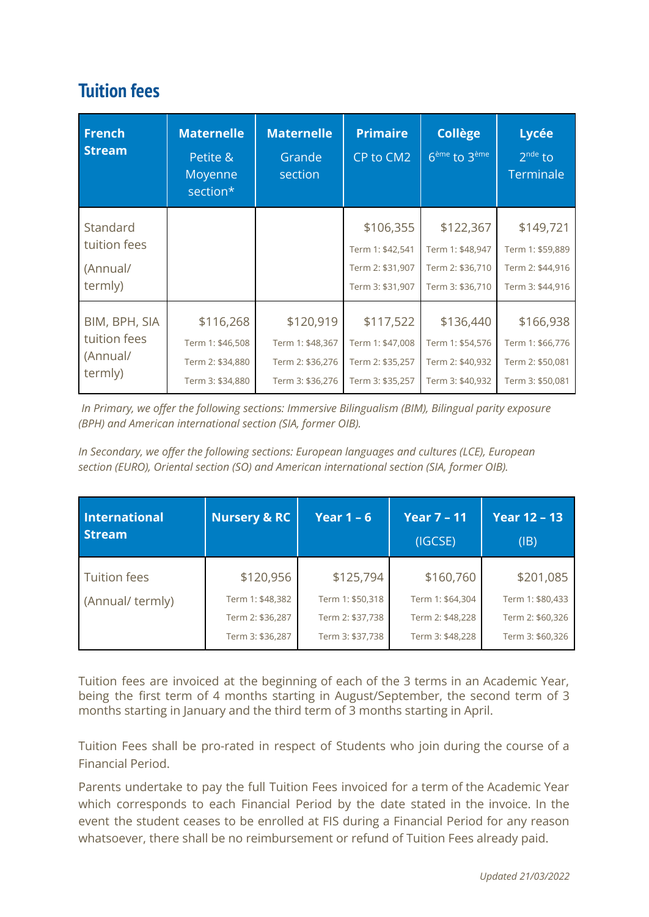## Tuition fees

| French Stream | Maternelle<br>Petite & Moyenne section* | Maternelle<br>Grande section | Primaire<br>CP to CM2 | Collège<br>6ème to 3ème | Lycée<br>2nde to Terminale |
|---|---|---|---|---|---|
| Standard tuition fees (Annual/ termly) | | | $106,355<br>Term 1: $42,541<br>Term 2: $31,907<br>Term 3: $31,907 | $122,367<br>Term 1: $48,947<br>Term 2: $36,710<br>Term 3: $36,710 | $149,721<br>Term 1: $59,889<br>Term 2: $44,916<br>Term 3: $44,916 |
| BIM, BPH, SIA tuition fees (Annual/ termly) | $116,268<br>Term 1: $46,508<br>Term 2: $34,880<br>Term 3: $34,880 | $120,919<br>Term 1: $48,367<br>Term 2: $36,276<br>Term 3: $36,276 | $117,522<br>Term 1: $47,008<br>Term 2: $35,257<br>Term 3: $35,257 | $136,440<br>Term 1: $54,576<br>Term 2: $40,932<br>Term 3: $40,932 | $166,938<br>Term 1: $66,776<br>Term 2: $50,081<br>Term 3: $50,081 |

*In Primary, we offer the following sections: Immersive Bilingualism (BIM), Bilingual parity exposure (BPH) and American international section (SIA, former OIB).*

*In Secondary, we offer the following sections: European languages and cultures (LCE), European section (EURO), Oriental section (SO) and American international section (SIA, former OIB).*

| International Stream | Nursery & RC | Year 1 – 6 | Year 7 – 11<br>(IGCSE) | Year 12 – 13<br>(IB) |
|---|---|---|---|---|
| Tuition fees (Annual/ termly) | $120,956<br>Term 1: $48,382<br>Term 2: $36,287<br>Term 3: $36,287 | $125,794<br>Term 1: $50,318<br>Term 2: $37,738<br>Term 3: $37,738 | $160,760<br>Term 1: $64,304<br>Term 2: $48,228<br>Term 3: $48,228 | $201,085<br>Term 1: $80,433<br>Term 2: $60,326<br>Term 3: $60,326 |

Tuition fees are invoiced at the beginning of each of the 3 terms in an Academic Year, being the first term of 4 months starting in August/September, the second term of 3 months starting in January and the third term of 3 months starting in April.

Tuition Fees shall be pro-rated in respect of Students who join during the course of a Financial Period.

Parents undertake to pay the full Tuition Fees invoiced for a term of the Academic Year which corresponds to each Financial Period by the date stated in the invoice. In the event the student ceases to be enrolled at FIS during a Financial Period for any reason whatsoever, there shall be no reimbursement or refund of Tuition Fees already paid.

*Updated 21/03/2022*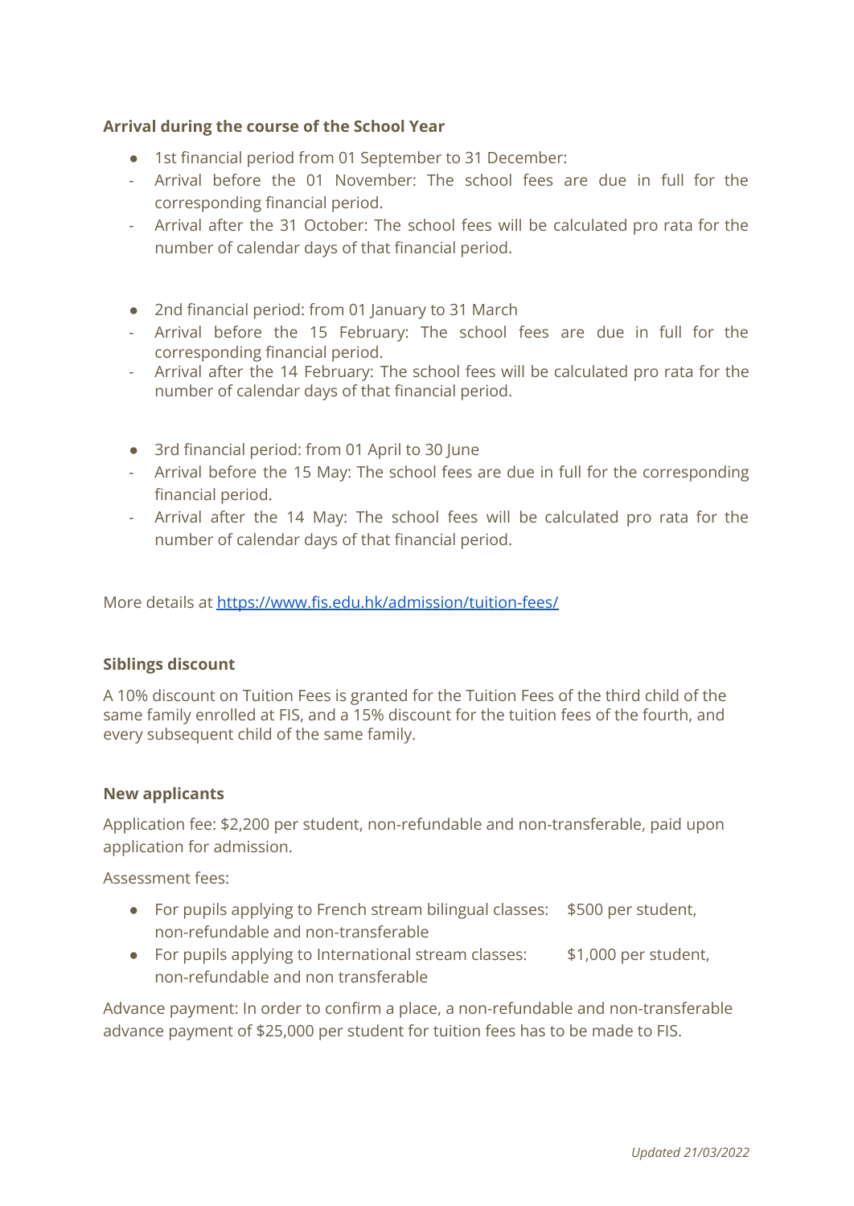**Arrival during the course of the School Year**

- 1st financial period from 01 September to 31 December:
  - Arrival before the 01 November: The school fees are due in full for the corresponding financial period.
  - Arrival after the 31 October: The school fees will be calculated pro rata for the number of calendar days of that financial period.

- 2nd financial period: from 01 January to 31 March
  - Arrival before the 15 February: The school fees are due in full for the corresponding financial period.
  - Arrival after the 14 February: The school fees will be calculated pro rata for the number of calendar days of that financial period.

- 3rd financial period: from 01 April to 30 June
  - Arrival before the 15 May: The school fees are due in full for the corresponding financial period.
  - Arrival after the 14 May: The school fees will be calculated pro rata for the number of calendar days of that financial period.

More details at [https://www.fis.edu.hk/admission/tuition-fees/](https://www.fis.edu.hk/admission/tuition-fees/)

**Siblings discount**

A 10% discount on Tuition Fees is granted for the Tuition Fees of the third child of the same family enrolled at FIS, and a 15% discount for the tuition fees of the fourth, and every subsequent child of the same family.

**New applicants**

Application fee: $2,200 per student, non-refundable and non-transferable, paid upon application for admission.

Assessment fees:

- For pupils applying to French stream bilingual classes: $500 per student, non-refundable and non-transferable
- For pupils applying to International stream classes: $1,000 per student, non-refundable and non transferable

Advance payment: In order to confirm a place, a non-refundable and non-transferable advance payment of $25,000 per student for tuition fees has to be made to FIS.

*Updated 21/03/2022*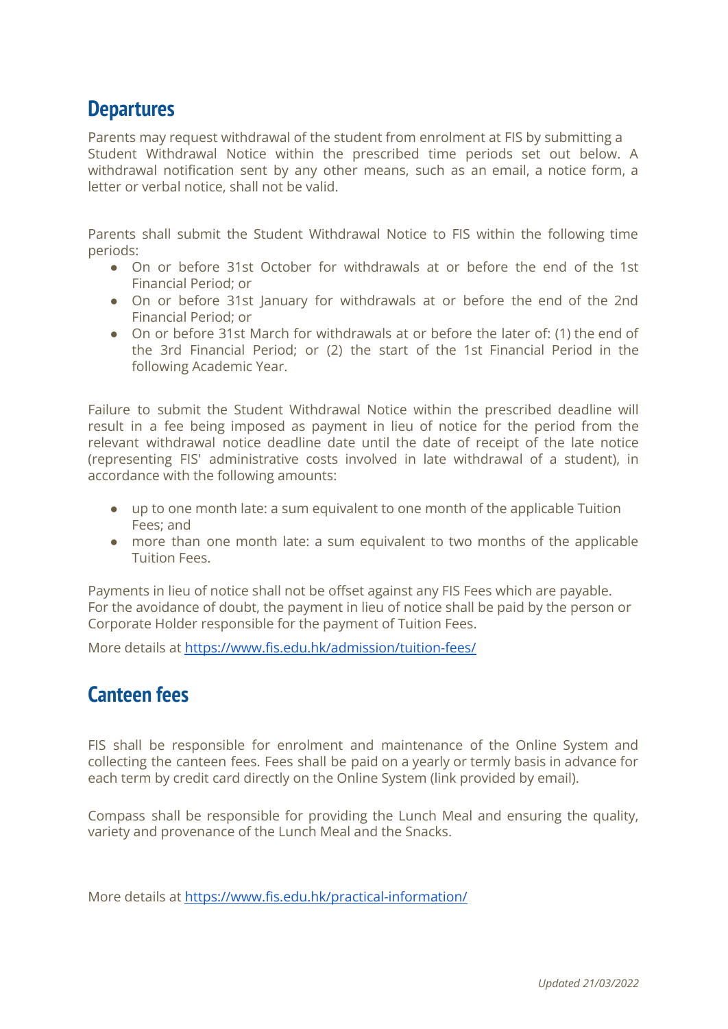## Departures

Parents may request withdrawal of the student from enrolment at FIS by submitting a Student Withdrawal Notice within the prescribed time periods set out below. A withdrawal notification sent by any other means, such as an email, a notice form, a letter or verbal notice, shall not be valid.

Parents shall submit the Student Withdrawal Notice to FIS within the following time periods:

- On or before 31st October for withdrawals at or before the end of the 1st Financial Period; or
- On or before 31st January for withdrawals at or before the end of the 2nd Financial Period; or
- On or before 31st March for withdrawals at or before the later of: (1) the end of the 3rd Financial Period; or (2) the start of the 1st Financial Period in the following Academic Year.

Failure to submit the Student Withdrawal Notice within the prescribed deadline will result in a fee being imposed as payment in lieu of notice for the period from the relevant withdrawal notice deadline date until the date of receipt of the late notice (representing FIS' administrative costs involved in late withdrawal of a student), in accordance with the following amounts:

- up to one month late: a sum equivalent to one month of the applicable Tuition Fees; and
- more than one month late: a sum equivalent to two months of the applicable Tuition Fees.

Payments in lieu of notice shall not be offset against any FIS Fees which are payable. For the avoidance of doubt, the payment in lieu of notice shall be paid by the person or Corporate Holder responsible for the payment of Tuition Fees.

More details at https://www.fis.edu.hk/admission/tuition-fees/

## Canteen fees

FIS shall be responsible for enrolment and maintenance of the Online System and collecting the canteen fees. Fees shall be paid on a yearly or termly basis in advance for each term by credit card directly on the Online System (link provided by email).

Compass shall be responsible for providing the Lunch Meal and ensuring the quality, variety and provenance of the Lunch Meal and the Snacks.

More details at https://www.fis.edu.hk/practical-information/

*Updated 21/03/2022*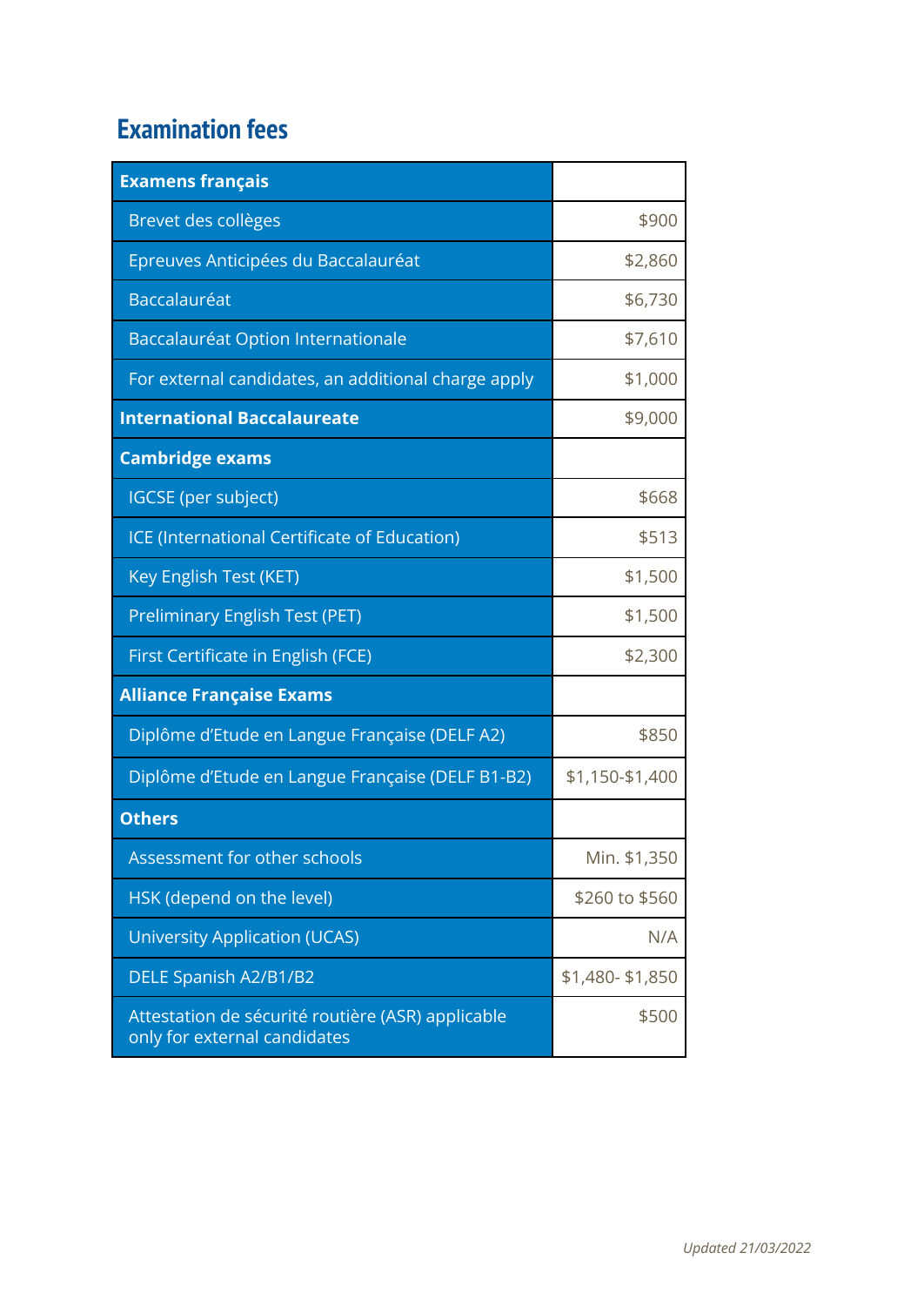## Examination fees

| | |
|---|---|
| **Examens français** | |
| Brevet des collèges | $900 |
| Epreuves Anticipées du Baccalauréat | $2,860 |
| Baccalauréat | $6,730 |
| Baccalauréat Option Internationale | $7,610 |
| For external candidates, an additional charge apply | $1,000 |
| **International Baccalaureate** | $9,000 |
| **Cambridge exams** | |
| IGCSE (per subject) | $668 |
| ICE (International Certificate of Education) | $513 |
| Key English Test (KET) | $1,500 |
| Preliminary English Test (PET) | $1,500 |
| First Certificate in English (FCE) | $2,300 |
| **Alliance Française Exams** | |
| Diplôme d'Etude en Langue Française (DELF A2) | $850 |
| Diplôme d'Etude en Langue Française (DELF B1-B2) | $1,150-$1,400 |
| **Others** | |
| Assessment for other schools | Min. $1,350 |
| HSK (depend on the level) | $260 to $560 |
| University Application (UCAS) | N/A |
| DELE Spanish A2/B1/B2 | $1,480- $1,850 |
| Attestation de sécurité routière (ASR) applicable only for external candidates | $500 |

*Updated 21/03/2022*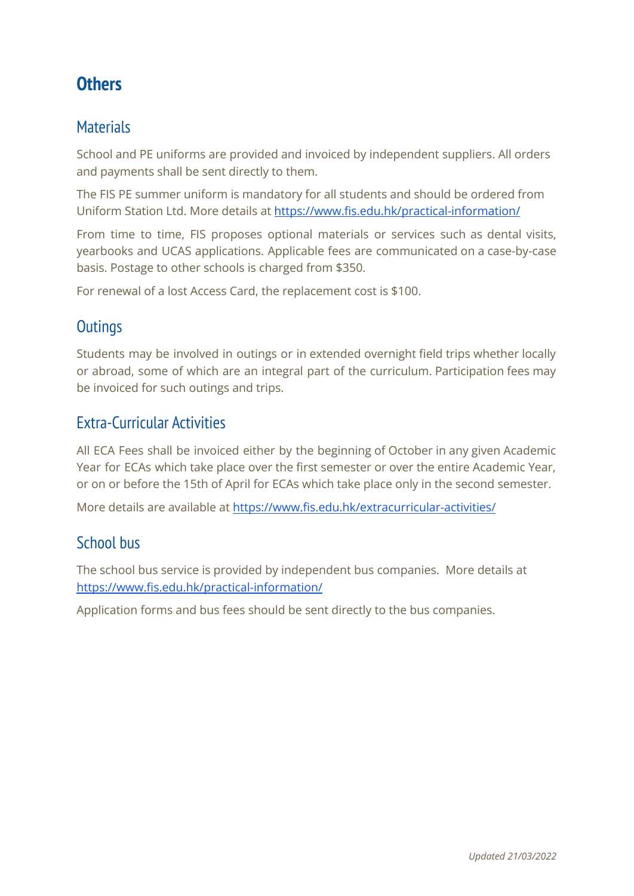## Others

### Materials

School and PE uniforms are provided and invoiced by independent suppliers. All orders and payments shall be sent directly to them.

The FIS PE summer uniform is mandatory for all students and should be ordered from Uniform Station Ltd. More details at https://www.fis.edu.hk/practical-information/

From time to time, FIS proposes optional materials or services such as dental visits, yearbooks and UCAS applications. Applicable fees are communicated on a case-by-case basis. Postage to other schools is charged from $350.

For renewal of a lost Access Card, the replacement cost is $100.

### Outings

Students may be involved in outings or in extended overnight field trips whether locally or abroad, some of which are an integral part of the curriculum. Participation fees may be invoiced for such outings and trips.

### Extra-Curricular Activities

All ECA Fees shall be invoiced either by the beginning of October in any given Academic Year for ECAs which take place over the first semester or over the entire Academic Year, or on or before the 15th of April for ECAs which take place only in the second semester.

More details are available at https://www.fis.edu.hk/extracurricular-activities/

### School bus

The school bus service is provided by independent bus companies. More details at https://www.fis.edu.hk/practical-information/

Application forms and bus fees should be sent directly to the bus companies.

*Updated 21/03/2022*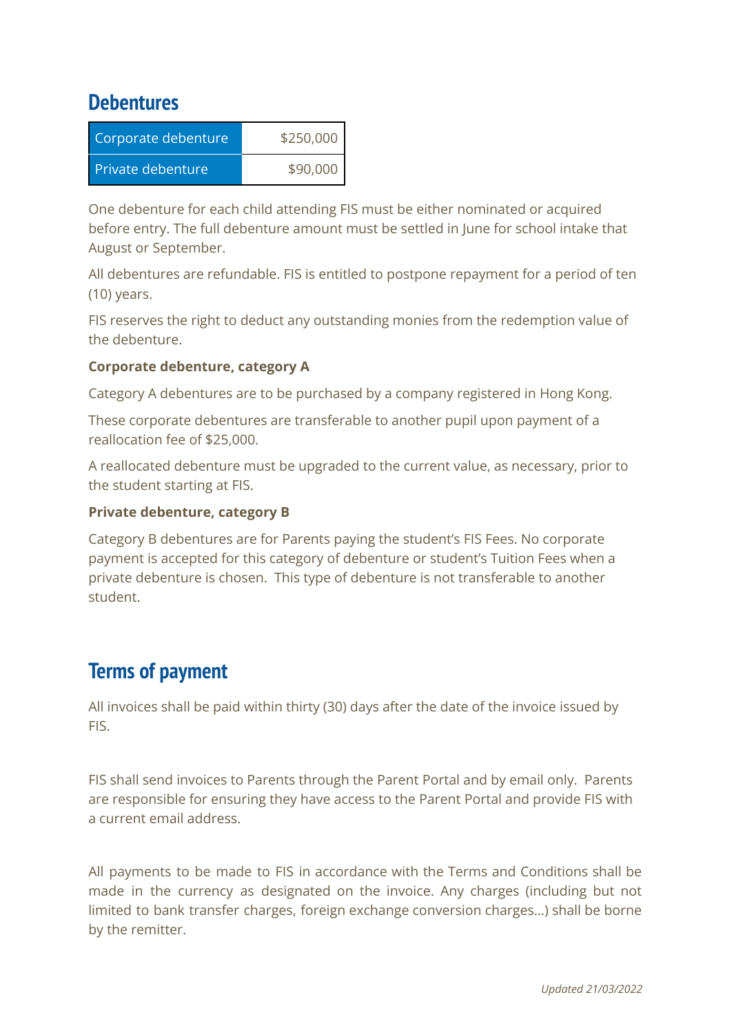## Debentures

| Corporate debenture | $250,000 |
| --- | --- |
| Private debenture | $90,000 |

One debenture for each child attending FIS must be either nominated or acquired before entry. The full debenture amount must be settled in June for school intake that August or September.

All debentures are refundable. FIS is entitled to postpone repayment for a period of ten (10) years.

FIS reserves the right to deduct any outstanding monies from the redemption value of the debenture.

**Corporate debenture, category A**

Category A debentures are to be purchased by a company registered in Hong Kong.

These corporate debentures are transferable to another pupil upon payment of a reallocation fee of $25,000.

A reallocated debenture must be upgraded to the current value, as necessary, prior to the student starting at FIS.

**Private debenture, category B**

Category B debentures are for Parents paying the student's FIS Fees. No corporate payment is accepted for this category of debenture or student's Tuition Fees when a private debenture is chosen. This type of debenture is not transferable to another student.

## Terms of payment

All invoices shall be paid within thirty (30) days after the date of the invoice issued by FIS.

FIS shall send invoices to Parents through the Parent Portal and by email only. Parents are responsible for ensuring they have access to the Parent Portal and provide FIS with a current email address.

All payments to be made to FIS in accordance with the Terms and Conditions shall be made in the currency as designated on the invoice. Any charges (including but not limited to bank transfer charges, foreign exchange conversion charges...) shall be borne by the remitter.

*Updated 21/03/2022*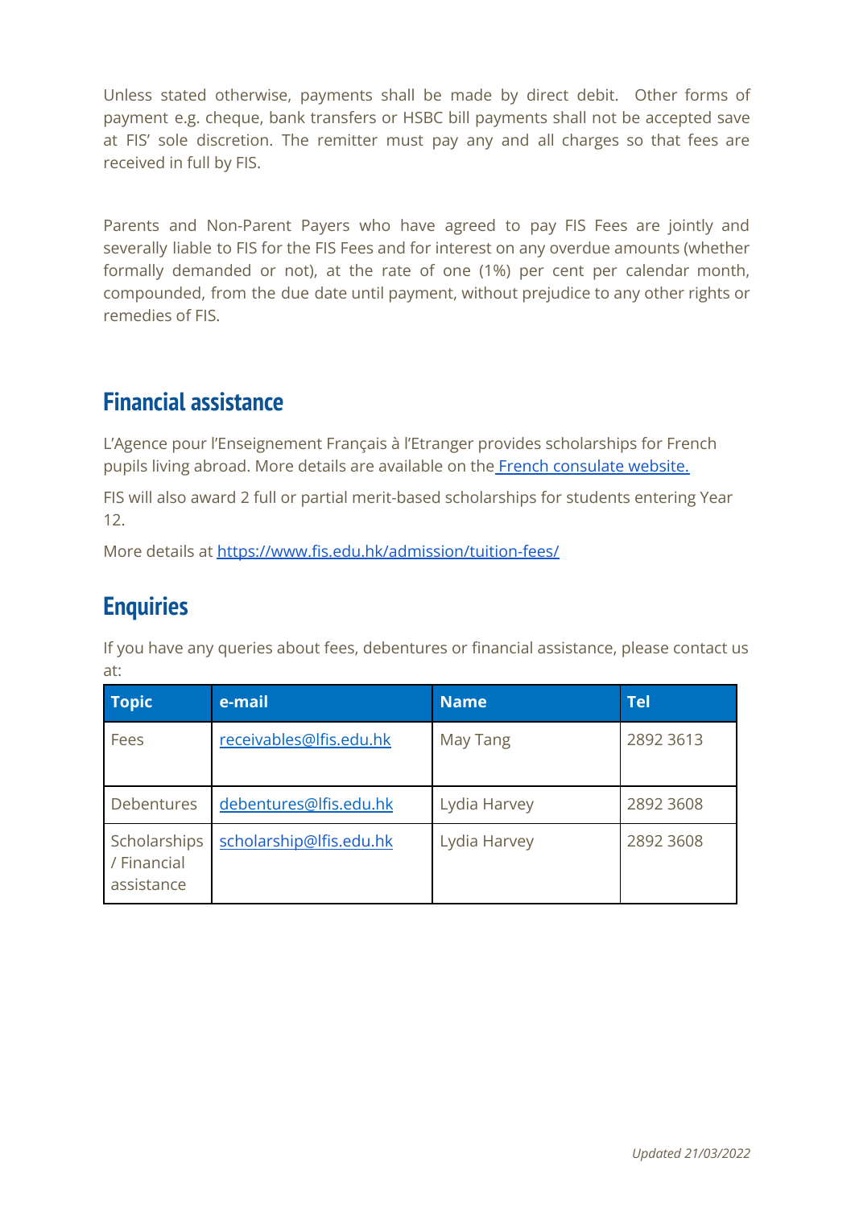Unless stated otherwise, payments shall be made by direct debit. Other forms of payment e.g. cheque, bank transfers or HSBC bill payments shall not be accepted save at FIS' sole discretion. The remitter must pay any and all charges so that fees are received in full by FIS.

Parents and Non-Parent Payers who have agreed to pay FIS Fees are jointly and severally liable to FIS for the FIS Fees and for interest on any overdue amounts (whether formally demanded or not), at the rate of one (1%) per cent per calendar month, compounded, from the due date until payment, without prejudice to any other rights or remedies of FIS.

## Financial assistance

L'Agence pour l'Enseignement Français à l'Etranger provides scholarships for French pupils living abroad. More details are available on the French consulate website.

FIS will also award 2 full or partial merit-based scholarships for students entering Year 12.

More details at https://www.fis.edu.hk/admission/tuition-fees/

## Enquiries

If you have any queries about fees, debentures or financial assistance, please contact us at:

| Topic | e-mail | Name | Tel |
|---|---|---|---|
| Fees | receivables@lfis.edu.hk | May Tang | 2892 3613 |
| Debentures | debentures@lfis.edu.hk | Lydia Harvey | 2892 3608 |
| Scholarships / Financial assistance | scholarship@lfis.edu.hk | Lydia Harvey | 2892 3608 |

*Updated 21/03/2022*